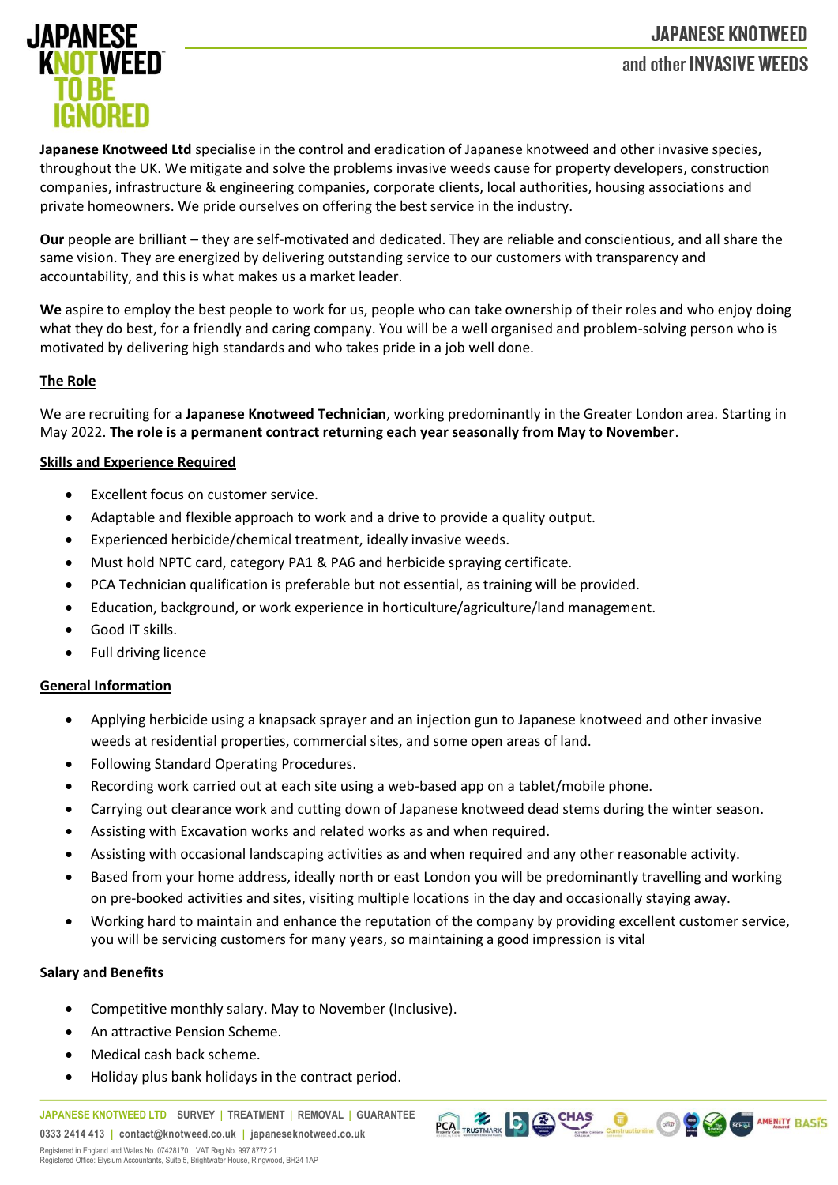**Japanese Knotweed Ltd** specialise in the control and eradication of Japanese knotweed and other invasive species, throughout the UK. We mitigate and solve the problems invasive weeds cause for property developers, construction companies, infrastructure & engineering companies, corporate clients, local authorities, housing associations and private homeowners. We pride ourselves on offering the best service in the industry.

**Our** people are brilliant – they are self-motivated and dedicated. They are reliable and conscientious, and all share the same vision. They are energized by delivering outstanding service to our customers with transparency and accountability, and this is what makes us a market leader.

**We** aspire to employ the best people to work for us, people who can take ownership of their roles and who enjoy doing what they do best, for a friendly and caring company. You will be a well organised and problem-solving person who is motivated by delivering high standards and who takes pride in a job well done.

## The Role

We are recruiting for a **Japanese Knotweed Technician**, working predominantly in the Greater London area. Starting in May 2022. **The role is a permanent contract returning each year seasonally from May to November**.

## Skills and Experience Required

- Excellent focus on customer service.
- Adaptable and flexible approach to work and a drive to provide a quality output.
- Experienced herbicide/chemical treatment, ideally invasive weeds.
- Must hold NPTC card, category PA1 & PA6 and herbicide spraying certificate.
- PCA Technician qualification is preferable but not essential, as training will be provided.
- Education, background, or work experience in horticulture/agriculture/land management.
- Good IT skills.
- Full driving licence

## General Information

- Applying herbicide using a knapsack sprayer and an injection gun to Japanese knotweed and other invasive weeds at residential properties, commercial sites, and some open areas of land.
- Following Standard Operating Procedures.
- Recording work carried out at each site using a web-based app on a tablet/mobile phone.
- Carrying out clearance work and cutting down of Japanese knotweed dead stems during the winter season.
- Assisting with Excavation works and related works as and when required.
- Assisting with occasional landscaping activities as and when required and any other reasonable activity.
- Based from your home address, ideally north or east London you will be predominantly travelling and working on pre-booked activities and sites, visiting multiple locations in the day and occasionally staying away.
- Working hard to maintain and enhance the reputation of the company by providing excellent customer service, you will be servicing customers for many years, so maintaining a good impression is vital

## Salary and Benefits

- Competitive monthly salary. May to November (Inclusive).
- An attractive Pension Scheme.
- Medical cash back scheme.
- Holiday plus bank holidays in the contract period.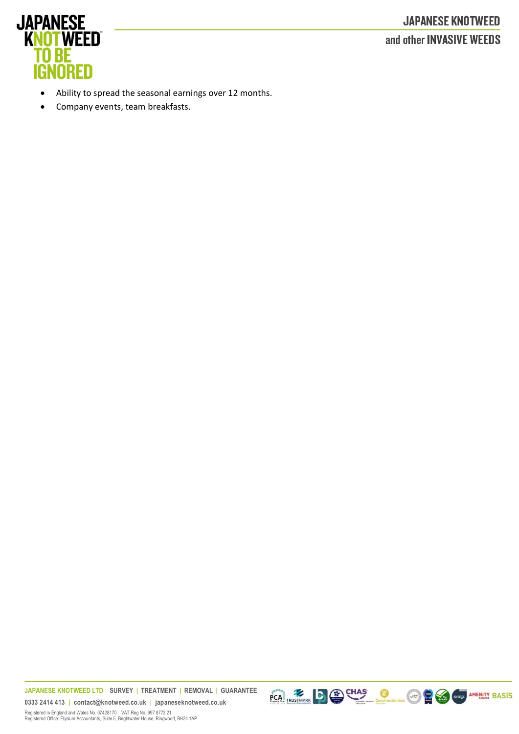- Ability to spread the seasonal earnings over 12 months.
- Company events, team breakfasts.